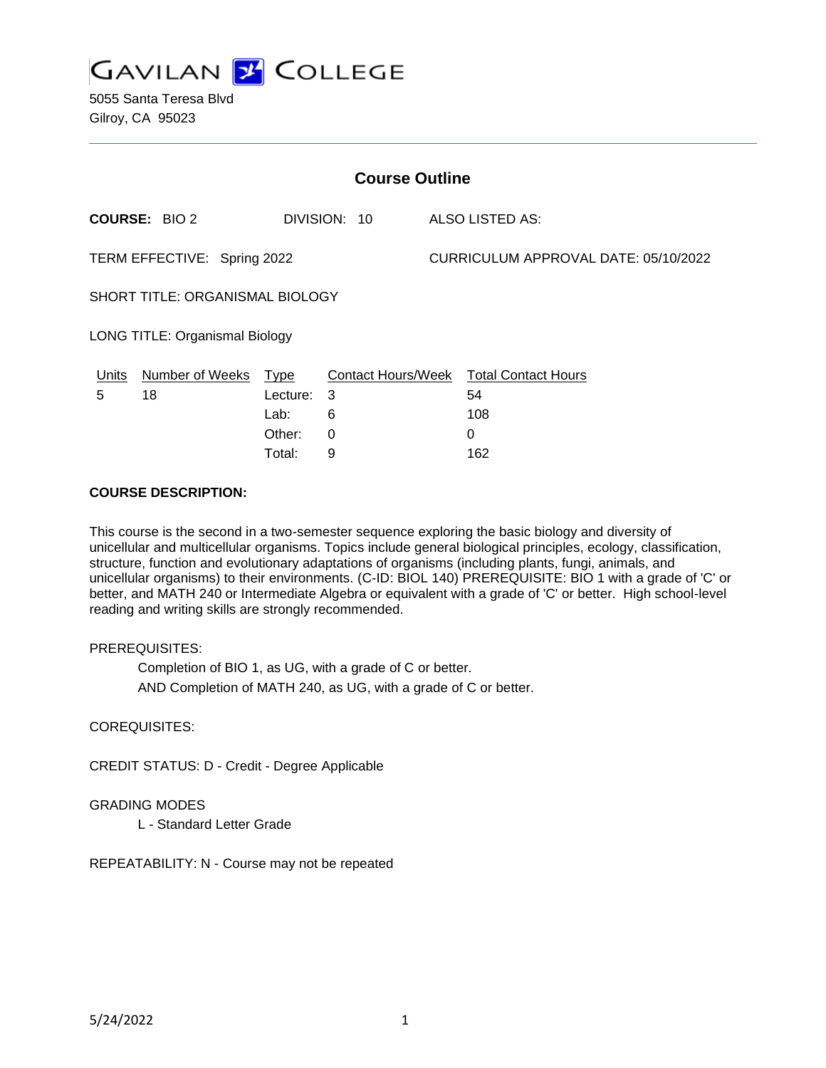# GAVILAN COLLEGE

5055 Santa Teresa Blvd
Gilroy, CA 95023

## Course Outline

**COURSE:** BIO 2 DIVISION: 10 ALSO LISTED AS:

TERM EFFECTIVE: Spring 2022 CURRICULUM APPROVAL DATE: 05/10/2022

SHORT TITLE: ORGANISMAL BIOLOGY

LONG TITLE: Organismal Biology

| Units | Number of Weeks | Type | Contact Hours/Week | Total Contact Hours |
|---|---|---|---|---|
| 5 | 18 | Lecture: | 3 | 54 |
| | | Lab: | 6 | 108 |
| | | Other: | 0 | 0 |
| | | Total: | 9 | 162 |

**COURSE DESCRIPTION:**

This course is the second in a two-semester sequence exploring the basic biology and diversity of unicellular and multicellular organisms. Topics include general biological principles, ecology, classification, structure, function and evolutionary adaptations of organisms (including plants, fungi, animals, and unicellular organisms) to their environments. (C-ID: BIOL 140) PREREQUISITE: BIO 1 with a grade of 'C' or better, and MATH 240 or Intermediate Algebra or equivalent with a grade of 'C' or better. High school-level reading and writing skills are strongly recommended.

PREREQUISITES:

Completion of BIO 1, as UG, with a grade of C or better.

AND Completion of MATH 240, as UG, with a grade of C or better.

COREQUISITES:

CREDIT STATUS: D - Credit - Degree Applicable

GRADING MODES

L - Standard Letter Grade

REPEATABILITY: N - Course may not be repeated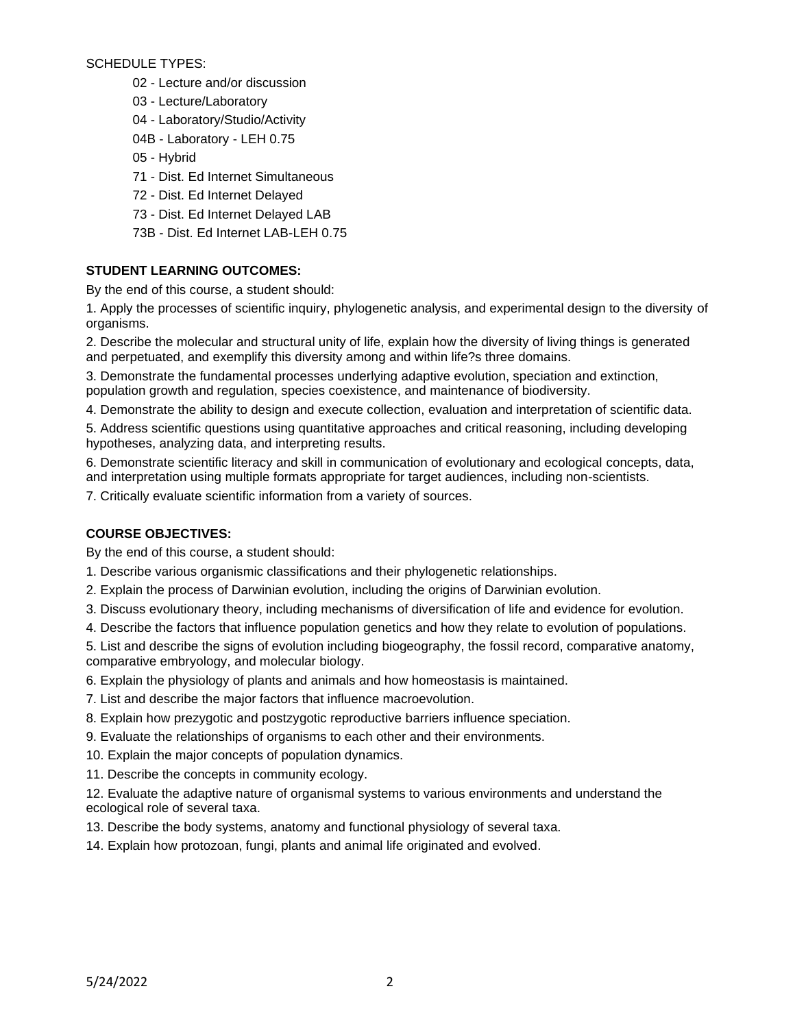SCHEDULE TYPES:

- 02 - Lecture and/or discussion
- 03 - Lecture/Laboratory
- 04 - Laboratory/Studio/Activity
- 04B - Laboratory - LEH 0.75
- 05 - Hybrid
- 71 - Dist. Ed Internet Simultaneous
- 72 - Dist. Ed Internet Delayed
- 73 - Dist. Ed Internet Delayed LAB
- 73B - Dist. Ed Internet LAB-LEH 0.75

**STUDENT LEARNING OUTCOMES:**

By the end of this course, a student should:

1. Apply the processes of scientific inquiry, phylogenetic analysis, and experimental design to the diversity of organisms.
2. Describe the molecular and structural unity of life, explain how the diversity of living things is generated and perpetuated, and exemplify this diversity among and within life?s three domains.
3. Demonstrate the fundamental processes underlying adaptive evolution, speciation and extinction, population growth and regulation, species coexistence, and maintenance of biodiversity.
4. Demonstrate the ability to design and execute collection, evaluation and interpretation of scientific data.
5. Address scientific questions using quantitative approaches and critical reasoning, including developing hypotheses, analyzing data, and interpreting results.
6. Demonstrate scientific literacy and skill in communication of evolutionary and ecological concepts, data, and interpretation using multiple formats appropriate for target audiences, including non-scientists.
7. Critically evaluate scientific information from a variety of sources.

**COURSE OBJECTIVES:**

By the end of this course, a student should:

1. Describe various organismic classifications and their phylogenetic relationships.
2. Explain the process of Darwinian evolution, including the origins of Darwinian evolution.
3. Discuss evolutionary theory, including mechanisms of diversification of life and evidence for evolution.
4. Describe the factors that influence population genetics and how they relate to evolution of populations.
5. List and describe the signs of evolution including biogeography, the fossil record, comparative anatomy, comparative embryology, and molecular biology.
6. Explain the physiology of plants and animals and how homeostasis is maintained.
7. List and describe the major factors that influence macroevolution.
8. Explain how prezygotic and postzygotic reproductive barriers influence speciation.
9. Evaluate the relationships of organisms to each other and their environments.
10. Explain the major concepts of population dynamics.
11. Describe the concepts in community ecology.
12. Evaluate the adaptive nature of organismal systems to various environments and understand the ecological role of several taxa.
13. Describe the body systems, anatomy and functional physiology of several taxa.
14. Explain how protozoan, fungi, plants and animal life originated and evolved.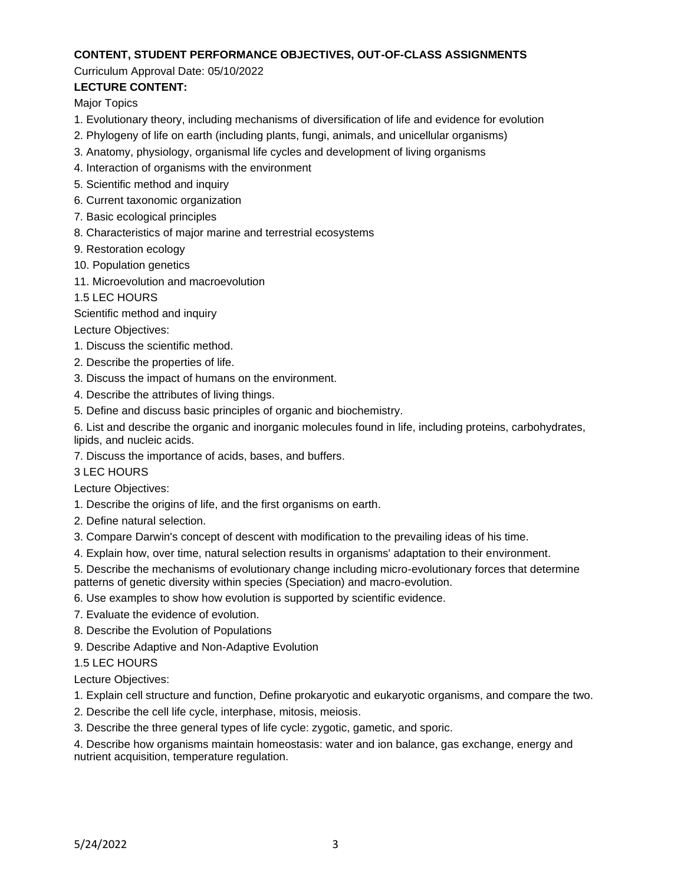**CONTENT, STUDENT PERFORMANCE OBJECTIVES, OUT-OF-CLASS ASSIGNMENTS**

Curriculum Approval Date: 05/10/2022

**LECTURE CONTENT:**

Major Topics

1. Evolutionary theory, including mechanisms of diversification of life and evidence for evolution
2. Phylogeny of life on earth (including plants, fungi, animals, and unicellular organisms)
3. Anatomy, physiology, organismal life cycles and development of living organisms
4. Interaction of organisms with the environment
5. Scientific method and inquiry
6. Current taxonomic organization
7. Basic ecological principles
8. Characteristics of major marine and terrestrial ecosystems
9. Restoration ecology
10. Population genetics
11. Microevolution and macroevolution

1.5 LEC HOURS

Scientific method and inquiry

Lecture Objectives:

1. Discuss the scientific method.
2. Describe the properties of life.
3. Discuss the impact of humans on the environment.
4. Describe the attributes of living things.
5. Define and discuss basic principles of organic and biochemistry.
6. List and describe the organic and inorganic molecules found in life, including proteins, carbohydrates, lipids, and nucleic acids.
7. Discuss the importance of acids, bases, and buffers.

3 LEC HOURS

Lecture Objectives:

1. Describe the origins of life, and the first organisms on earth.
2. Define natural selection.
3. Compare Darwin's concept of descent with modification to the prevailing ideas of his time.
4. Explain how, over time, natural selection results in organisms' adaptation to their environment.
5. Describe the mechanisms of evolutionary change including micro-evolutionary forces that determine patterns of genetic diversity within species (Speciation) and macro-evolution.
6. Use examples to show how evolution is supported by scientific evidence.
7. Evaluate the evidence of evolution.
8. Describe the Evolution of Populations
9. Describe Adaptive and Non-Adaptive Evolution

1.5 LEC HOURS

Lecture Objectives:

1. Explain cell structure and function, Define prokaryotic and eukaryotic organisms, and compare the two.
2. Describe the cell life cycle, interphase, mitosis, meiosis.
3. Describe the three general types of life cycle: zygotic, gametic, and sporic.
4. Describe how organisms maintain homeostasis: water and ion balance, gas exchange, energy and nutrient acquisition, temperature regulation.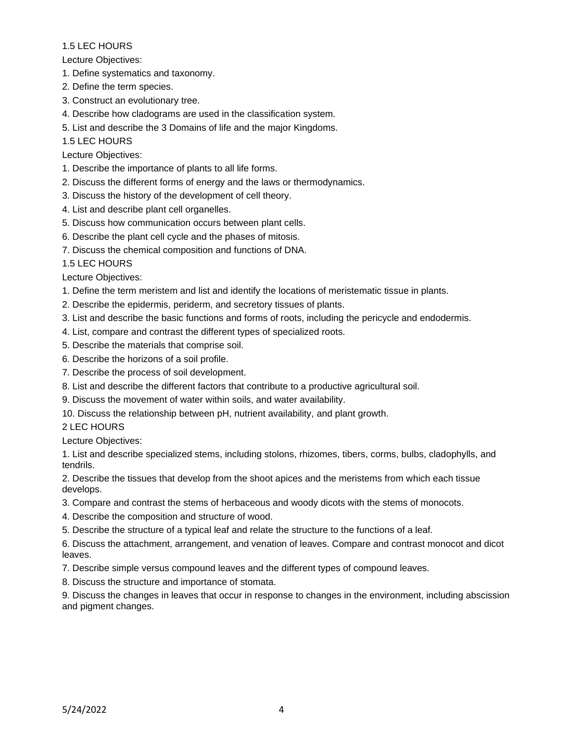1.5 LEC HOURS

Lecture Objectives:

1. Define systematics and taxonomy.
2. Define the term species.
3. Construct an evolutionary tree.
4. Describe how cladograms are used in the classification system.
5. List and describe the 3 Domains of life and the major Kingdoms.

1.5 LEC HOURS

Lecture Objectives:

1. Describe the importance of plants to all life forms.
2. Discuss the different forms of energy and the laws or thermodynamics.
3. Discuss the history of the development of cell theory.
4. List and describe plant cell organelles.
5. Discuss how communication occurs between plant cells.
6. Describe the plant cell cycle and the phases of mitosis.
7. Discuss the chemical composition and functions of DNA.

1.5 LEC HOURS

Lecture Objectives:

1. Define the term meristem and list and identify the locations of meristematic tissue in plants.
2. Describe the epidermis, periderm, and secretory tissues of plants.
3. List and describe the basic functions and forms of roots, including the pericycle and endodermis.
4. List, compare and contrast the different types of specialized roots.
5. Describe the materials that comprise soil.
6. Describe the horizons of a soil profile.
7. Describe the process of soil development.
8. List and describe the different factors that contribute to a productive agricultural soil.
9. Discuss the movement of water within soils, and water availability.
10. Discuss the relationship between pH, nutrient availability, and plant growth.

2 LEC HOURS

Lecture Objectives:

1. List and describe specialized stems, including stolons, rhizomes, tibers, corms, bulbs, cladophylls, and tendrils.
2. Describe the tissues that develop from the shoot apices and the meristems from which each tissue develops.
3. Compare and contrast the stems of herbaceous and woody dicots with the stems of monocots.
4. Describe the composition and structure of wood.
5. Describe the structure of a typical leaf and relate the structure to the functions of a leaf.
6. Discuss the attachment, arrangement, and venation of leaves. Compare and contrast monocot and dicot leaves.
7. Describe simple versus compound leaves and the different types of compound leaves.
8. Discuss the structure and importance of stomata.
9. Discuss the changes in leaves that occur in response to changes in the environment, including abscission and pigment changes.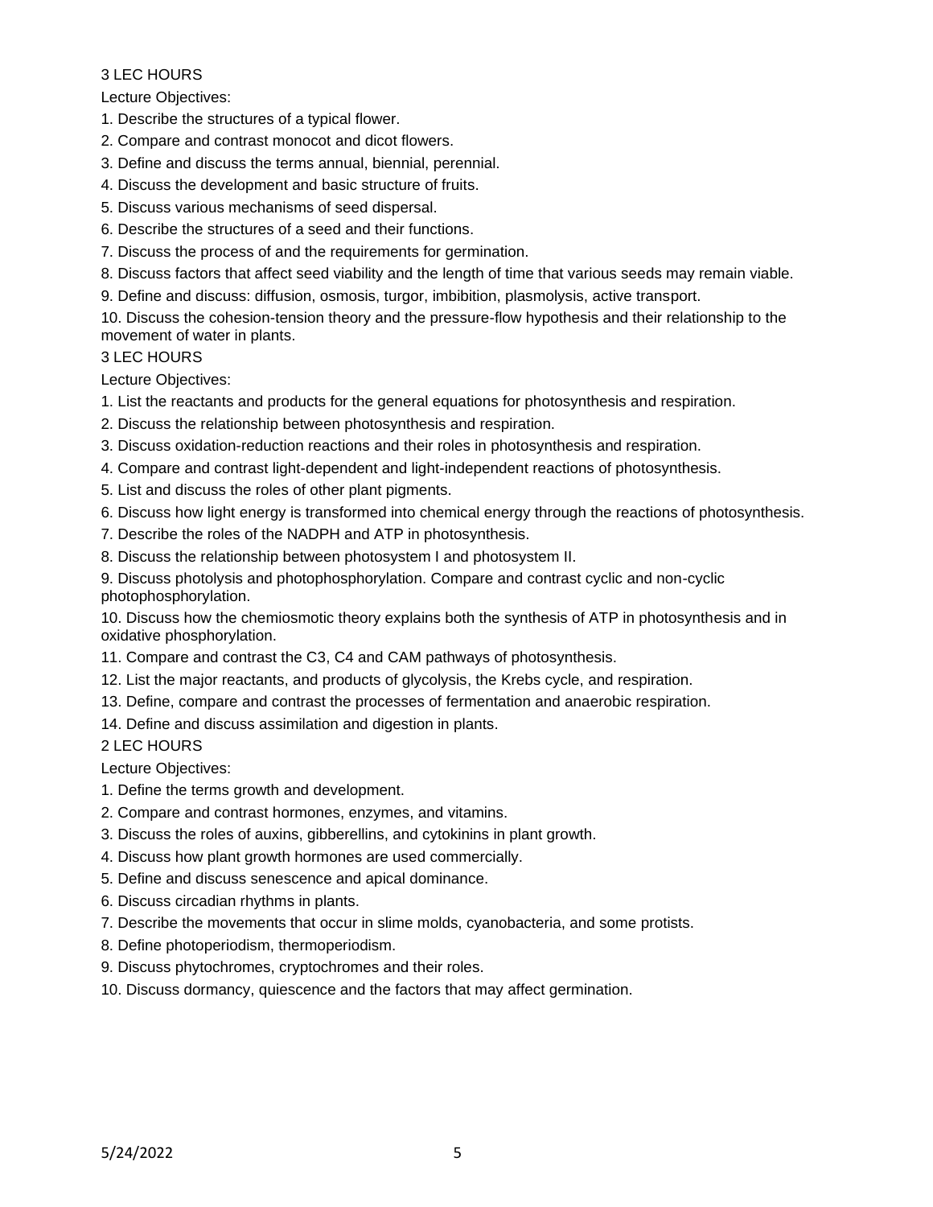3 LEC HOURS

Lecture Objectives:

1. Describe the structures of a typical flower.
2. Compare and contrast monocot and dicot flowers.
3. Define and discuss the terms annual, biennial, perennial.
4. Discuss the development and basic structure of fruits.
5. Discuss various mechanisms of seed dispersal.
6. Describe the structures of a seed and their functions.
7. Discuss the process of and the requirements for germination.
8. Discuss factors that affect seed viability and the length of time that various seeds may remain viable.
9. Define and discuss: diffusion, osmosis, turgor, imbibition, plasmolysis, active transport.
10. Discuss the cohesion-tension theory and the pressure-flow hypothesis and their relationship to the movement of water in plants.

3 LEC HOURS

Lecture Objectives:

1. List the reactants and products for the general equations for photosynthesis and respiration.
2. Discuss the relationship between photosynthesis and respiration.
3. Discuss oxidation-reduction reactions and their roles in photosynthesis and respiration.
4. Compare and contrast light-dependent and light-independent reactions of photosynthesis.
5. List and discuss the roles of other plant pigments.
6. Discuss how light energy is transformed into chemical energy through the reactions of photosynthesis.
7. Describe the roles of the NADPH and ATP in photosynthesis.
8. Discuss the relationship between photosystem I and photosystem II.
9. Discuss photolysis and photophosphorylation. Compare and contrast cyclic and non-cyclic photophosphorylation.
10. Discuss how the chemiosmotic theory explains both the synthesis of ATP in photosynthesis and in oxidative phosphorylation.
11. Compare and contrast the C3, C4 and CAM pathways of photosynthesis.
12. List the major reactants, and products of glycolysis, the Krebs cycle, and respiration.
13. Define, compare and contrast the processes of fermentation and anaerobic respiration.
14. Define and discuss assimilation and digestion in plants.

2 LEC HOURS

Lecture Objectives:

1. Define the terms growth and development.
2. Compare and contrast hormones, enzymes, and vitamins.
3. Discuss the roles of auxins, gibberellins, and cytokinins in plant growth.
4. Discuss how plant growth hormones are used commercially.
5. Define and discuss senescence and apical dominance.
6. Discuss circadian rhythms in plants.
7. Describe the movements that occur in slime molds, cyanobacteria, and some protists.
8. Define photoperiodism, thermoperiodism.
9. Discuss phytochromes, cryptochromes and their roles.
10. Discuss dormancy, quiescence and the factors that may affect germination.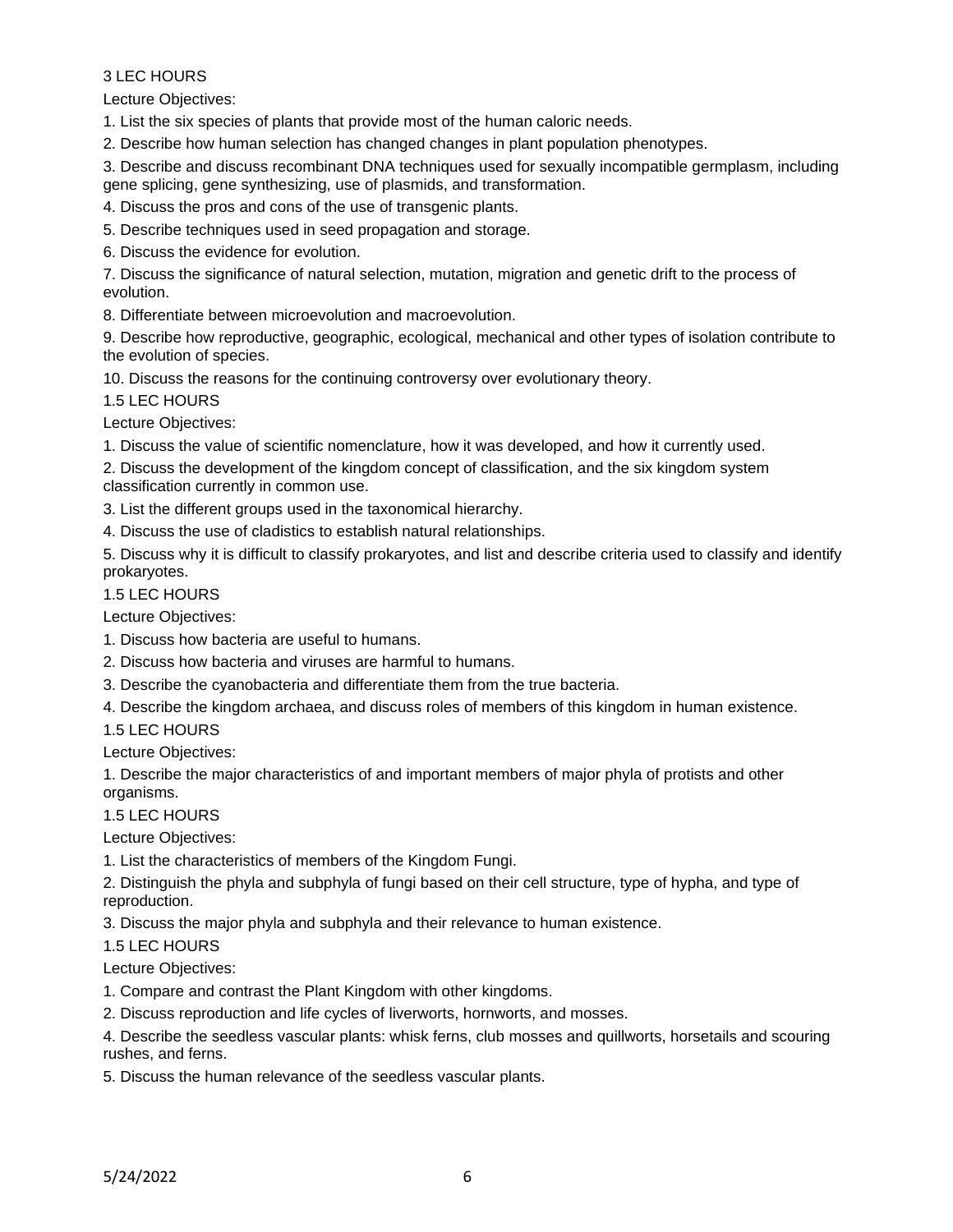3 LEC HOURS

Lecture Objectives:

1. List the six species of plants that provide most of the human caloric needs.
2. Describe how human selection has changed changes in plant population phenotypes.
3. Describe and discuss recombinant DNA techniques used for sexually incompatible germplasm, including gene splicing, gene synthesizing, use of plasmids, and transformation.
4. Discuss the pros and cons of the use of transgenic plants.
5. Describe techniques used in seed propagation and storage.
6. Discuss the evidence for evolution.
7. Discuss the significance of natural selection, mutation, migration and genetic drift to the process of evolution.
8. Differentiate between microevolution and macroevolution.
9. Describe how reproductive, geographic, ecological, mechanical and other types of isolation contribute to the evolution of species.
10. Discuss the reasons for the continuing controversy over evolutionary theory.

1.5 LEC HOURS

Lecture Objectives:

1. Discuss the value of scientific nomenclature, how it was developed, and how it currently used.
2. Discuss the development of the kingdom concept of classification, and the six kingdom system classification currently in common use.
3. List the different groups used in the taxonomical hierarchy.
4. Discuss the use of cladistics to establish natural relationships.
5. Discuss why it is difficult to classify prokaryotes, and list and describe criteria used to classify and identify prokaryotes.

1.5 LEC HOURS

Lecture Objectives:

1. Discuss how bacteria are useful to humans.
2. Discuss how bacteria and viruses are harmful to humans.
3. Describe the cyanobacteria and differentiate them from the true bacteria.
4. Describe the kingdom archaea, and discuss roles of members of this kingdom in human existence.

1.5 LEC HOURS

Lecture Objectives:

1. Describe the major characteristics of and important members of major phyla of protists and other organisms.

1.5 LEC HOURS

Lecture Objectives:

1. List the characteristics of members of the Kingdom Fungi.
2. Distinguish the phyla and subphyla of fungi based on their cell structure, type of hypha, and type of reproduction.
3. Discuss the major phyla and subphyla and their relevance to human existence.

1.5 LEC HOURS

Lecture Objectives:

1. Compare and contrast the Plant Kingdom with other kingdoms.
2. Discuss reproduction and life cycles of liverworts, hornworts, and mosses.

4. Describe the seedless vascular plants: whisk ferns, club mosses and quillworts, horsetails and scouring rushes, and ferns.
5. Discuss the human relevance of the seedless vascular plants.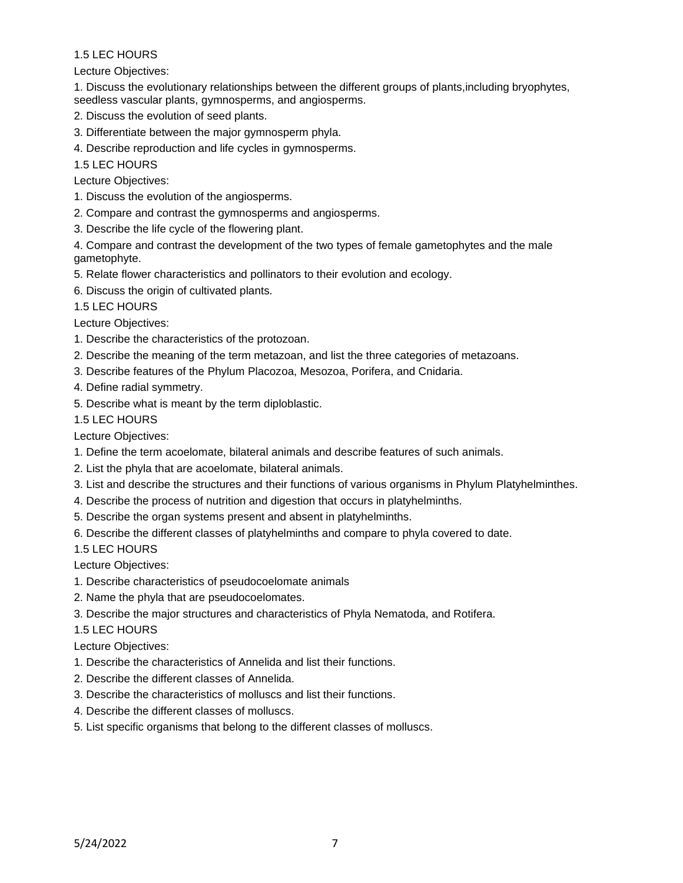1.5 LEC HOURS

Lecture Objectives:

1. Discuss the evolutionary relationships between the different groups of plants,including bryophytes, seedless vascular plants, gymnosperms, and angiosperms.
2. Discuss the evolution of seed plants.
3. Differentiate between the major gymnosperm phyla.
4. Describe reproduction and life cycles in gymnosperms.

1.5 LEC HOURS

Lecture Objectives:

1. Discuss the evolution of the angiosperms.
2. Compare and contrast the gymnosperms and angiosperms.
3. Describe the life cycle of the flowering plant.
4. Compare and contrast the development of the two types of female gametophytes and the male gametophyte.
5. Relate flower characteristics and pollinators to their evolution and ecology.
6. Discuss the origin of cultivated plants.

1.5 LEC HOURS

Lecture Objectives:

1. Describe the characteristics of the protozoan.
2. Describe the meaning of the term metazoan, and list the three categories of metazoans.
3. Describe features of the Phylum Placozoa, Mesozoa, Porifera, and Cnidaria.
4. Define radial symmetry.
5. Describe what is meant by the term diploblastic.

1.5 LEC HOURS

Lecture Objectives:

1. Define the term acoelomate, bilateral animals and describe features of such animals.
2. List the phyla that are acoelomate, bilateral animals.
3. List and describe the structures and their functions of various organisms in Phylum Platyhelminthes.
4. Describe the process of nutrition and digestion that occurs in platyhelminths.
5. Describe the organ systems present and absent in platyhelminths.
6. Describe the different classes of platyhelminths and compare to phyla covered to date.

1.5 LEC HOURS

Lecture Objectives:

1. Describe characteristics of pseudocoelomate animals
2. Name the phyla that are pseudocoelomates.
3. Describe the major structures and characteristics of Phyla Nematoda, and Rotifera.

1.5 LEC HOURS

Lecture Objectives:

1. Describe the characteristics of Annelida and list their functions.
2. Describe the different classes of Annelida.
3. Describe the characteristics of molluscs and list their functions.
4. Describe the different classes of molluscs.
5. List specific organisms that belong to the different classes of molluscs.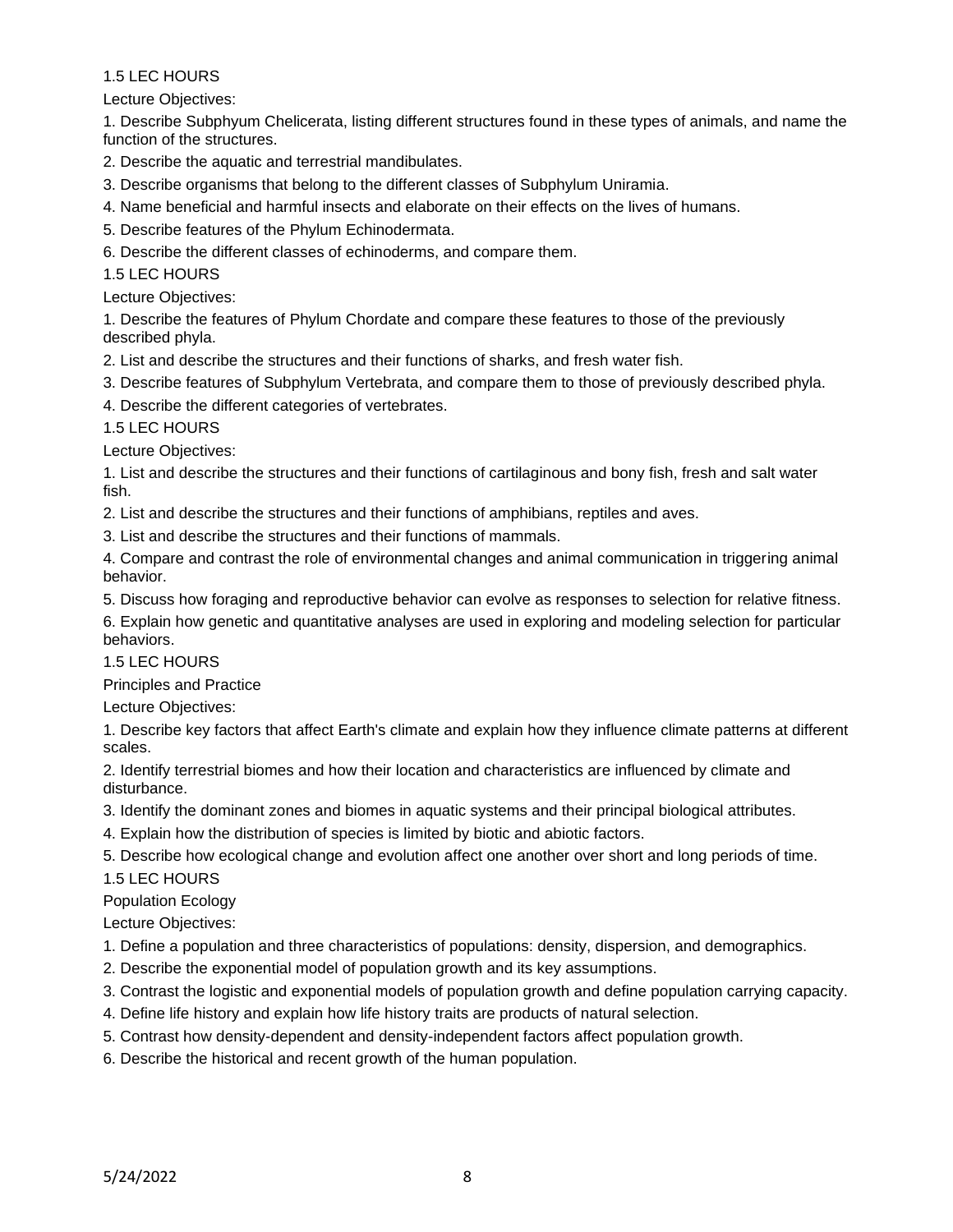1.5 LEC HOURS

Lecture Objectives:

1. Describe Subphyum Chelicerata, listing different structures found in these types of animals, and name the function of the structures.
2. Describe the aquatic and terrestrial mandibulates.
3. Describe organisms that belong to the different classes of Subphylum Uniramia.
4. Name beneficial and harmful insects and elaborate on their effects on the lives of humans.
5. Describe features of the Phylum Echinodermata.
6. Describe the different classes of echinoderms, and compare them.

1.5 LEC HOURS

Lecture Objectives:

1. Describe the features of Phylum Chordate and compare these features to those of the previously described phyla.
2. List and describe the structures and their functions of sharks, and fresh water fish.
3. Describe features of Subphylum Vertebrata, and compare them to those of previously described phyla.
4. Describe the different categories of vertebrates.

1.5 LEC HOURS

Lecture Objectives:

1. List and describe the structures and their functions of cartilaginous and bony fish, fresh and salt water fish.
2. List and describe the structures and their functions of amphibians, reptiles and aves.
3. List and describe the structures and their functions of mammals.
4. Compare and contrast the role of environmental changes and animal communication in triggering animal behavior.
5. Discuss how foraging and reproductive behavior can evolve as responses to selection for relative fitness.
6. Explain how genetic and quantitative analyses are used in exploring and modeling selection for particular behaviors.

1.5 LEC HOURS

Principles and Practice

Lecture Objectives:

1. Describe key factors that affect Earth's climate and explain how they influence climate patterns at different scales.
2. Identify terrestrial biomes and how their location and characteristics are influenced by climate and disturbance.
3. Identify the dominant zones and biomes in aquatic systems and their principal biological attributes.
4. Explain how the distribution of species is limited by biotic and abiotic factors.
5. Describe how ecological change and evolution affect one another over short and long periods of time.

1.5 LEC HOURS

Population Ecology

Lecture Objectives:

1. Define a population and three characteristics of populations: density, dispersion, and demographics.
2. Describe the exponential model of population growth and its key assumptions.
3. Contrast the logistic and exponential models of population growth and define population carrying capacity.
4. Define life history and explain how life history traits are products of natural selection.
5. Contrast how density-dependent and density-independent factors affect population growth.
6. Describe the historical and recent growth of the human population.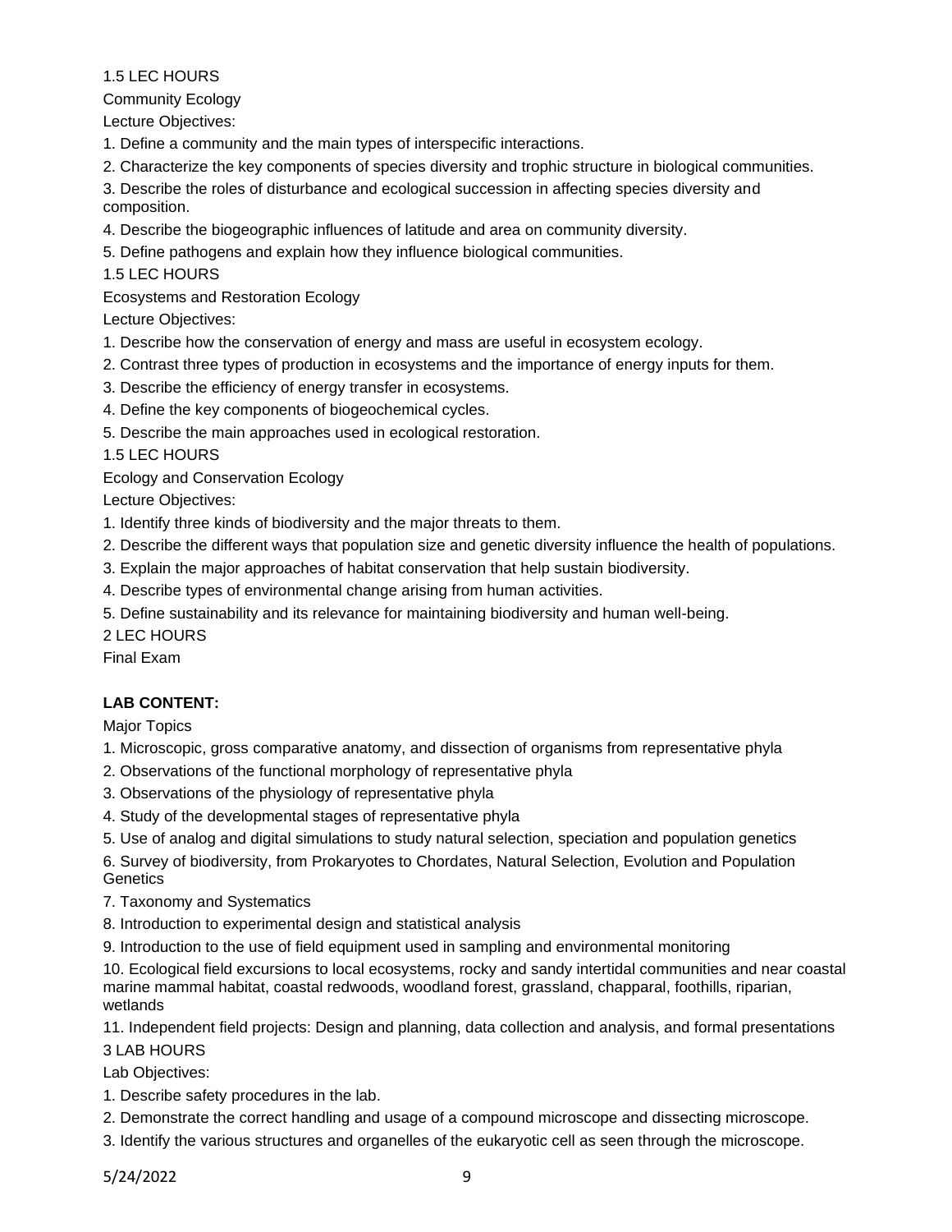1.5 LEC HOURS

Community Ecology

Lecture Objectives:

1. Define a community and the main types of interspecific interactions.
2. Characterize the key components of species diversity and trophic structure in biological communities.
3. Describe the roles of disturbance and ecological succession in affecting species diversity and composition.
4. Describe the biogeographic influences of latitude and area on community diversity.
5. Define pathogens and explain how they influence biological communities.

1.5 LEC HOURS

Ecosystems and Restoration Ecology

Lecture Objectives:

1. Describe how the conservation of energy and mass are useful in ecosystem ecology.
2. Contrast three types of production in ecosystems and the importance of energy inputs for them.
3. Describe the efficiency of energy transfer in ecosystems.
4. Define the key components of biogeochemical cycles.
5. Describe the main approaches used in ecological restoration.

1.5 LEC HOURS

Ecology and Conservation Ecology

Lecture Objectives:

1. Identify three kinds of biodiversity and the major threats to them.
2. Describe the different ways that population size and genetic diversity influence the health of populations.
3. Explain the major approaches of habitat conservation that help sustain biodiversity.
4. Describe types of environmental change arising from human activities.
5. Define sustainability and its relevance for maintaining biodiversity and human well-being.

2 LEC HOURS

Final Exam

**LAB CONTENT:**

Major Topics

1. Microscopic, gross comparative anatomy, and dissection of organisms from representative phyla
2. Observations of the functional morphology of representative phyla
3. Observations of the physiology of representative phyla
4. Study of the developmental stages of representative phyla
5. Use of analog and digital simulations to study natural selection, speciation and population genetics
6. Survey of biodiversity, from Prokaryotes to Chordates, Natural Selection, Evolution and Population Genetics
7. Taxonomy and Systematics
8. Introduction to experimental design and statistical analysis
9. Introduction to the use of field equipment used in sampling and environmental monitoring
10. Ecological field excursions to local ecosystems, rocky and sandy intertidal communities and near coastal marine mammal habitat, coastal redwoods, woodland forest, grassland, chapparal, foothills, riparian, wetlands
11. Independent field projects: Design and planning, data collection and analysis, and formal presentations

3 LAB HOURS

Lab Objectives:

1. Describe safety procedures in the lab.
2. Demonstrate the correct handling and usage of a compound microscope and dissecting microscope.
3. Identify the various structures and organelles of the eukaryotic cell as seen through the microscope.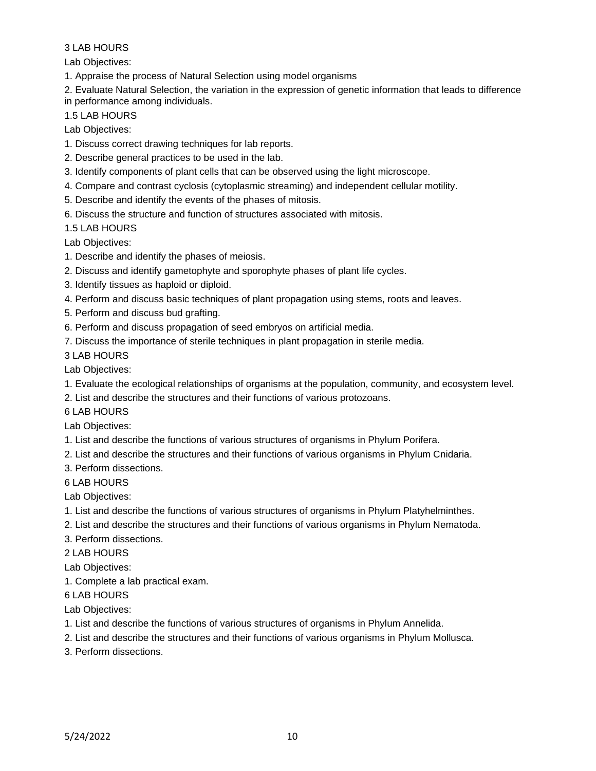3 LAB HOURS

Lab Objectives:

1. Appraise the process of Natural Selection using model organisms
2. Evaluate Natural Selection, the variation in the expression of genetic information that leads to difference in performance among individuals.

1.5 LAB HOURS

Lab Objectives:

1. Discuss correct drawing techniques for lab reports.
2. Describe general practices to be used in the lab.
3. Identify components of plant cells that can be observed using the light microscope.
4. Compare and contrast cyclosis (cytoplasmic streaming) and independent cellular motility.
5. Describe and identify the events of the phases of mitosis.
6. Discuss the structure and function of structures associated with mitosis.

1.5 LAB HOURS

Lab Objectives:

1. Describe and identify the phases of meiosis.
2. Discuss and identify gametophyte and sporophyte phases of plant life cycles.
3. Identify tissues as haploid or diploid.
4. Perform and discuss basic techniques of plant propagation using stems, roots and leaves.
5. Perform and discuss bud grafting.
6. Perform and discuss propagation of seed embryos on artificial media.
7. Discuss the importance of sterile techniques in plant propagation in sterile media.

3 LAB HOURS

Lab Objectives:

1. Evaluate the ecological relationships of organisms at the population, community, and ecosystem level.
2. List and describe the structures and their functions of various protozoans.

6 LAB HOURS

Lab Objectives:

1. List and describe the functions of various structures of organisms in Phylum Porifera.
2. List and describe the structures and their functions of various organisms in Phylum Cnidaria.
3. Perform dissections.

6 LAB HOURS

Lab Objectives:

1. List and describe the functions of various structures of organisms in Phylum Platyhelminthes.
2. List and describe the structures and their functions of various organisms in Phylum Nematoda.
3. Perform dissections.

2 LAB HOURS

Lab Objectives:

1. Complete a lab practical exam.

6 LAB HOURS

Lab Objectives:

1. List and describe the functions of various structures of organisms in Phylum Annelida.
2. List and describe the structures and their functions of various organisms in Phylum Mollusca.
3. Perform dissections.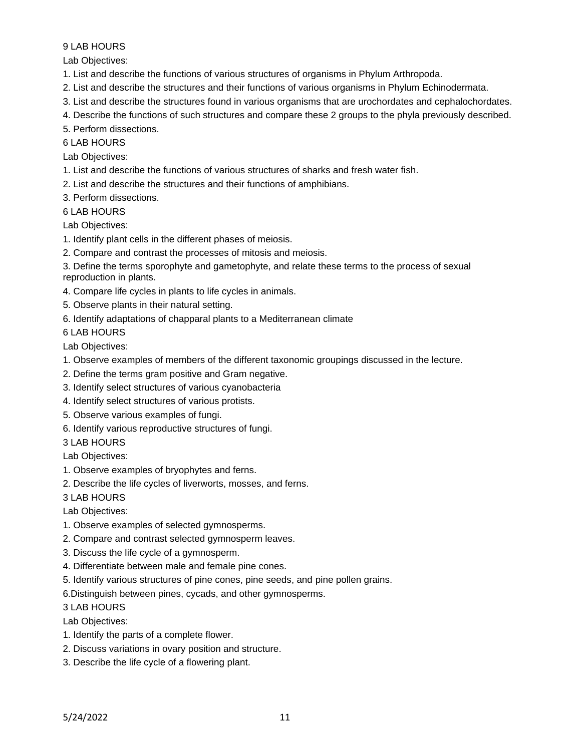9 LAB HOURS

Lab Objectives:

1. List and describe the functions of various structures of organisms in Phylum Arthropoda.
2. List and describe the structures and their functions of various organisms in Phylum Echinodermata.
3. List and describe the structures found in various organisms that are urochordates and cephalochordates.
4. Describe the functions of such structures and compare these 2 groups to the phyla previously described.
5. Perform dissections.

6 LAB HOURS

Lab Objectives:

1. List and describe the functions of various structures of sharks and fresh water fish.
2. List and describe the structures and their functions of amphibians.
3. Perform dissections.

6 LAB HOURS

Lab Objectives:

1. Identify plant cells in the different phases of meiosis.
2. Compare and contrast the processes of mitosis and meiosis.
3. Define the terms sporophyte and gametophyte, and relate these terms to the process of sexual reproduction in plants.
4. Compare life cycles in plants to life cycles in animals.
5. Observe plants in their natural setting.
6. Identify adaptations of chapparal plants to a Mediterranean climate

6 LAB HOURS

Lab Objectives:

1. Observe examples of members of the different taxonomic groupings discussed in the lecture.
2. Define the terms gram positive and Gram negative.
3. Identify select structures of various cyanobacteria
4. Identify select structures of various protists.
5. Observe various examples of fungi.
6. Identify various reproductive structures of fungi.

3 LAB HOURS

Lab Objectives:

1. Observe examples of bryophytes and ferns.
2. Describe the life cycles of liverworts, mosses, and ferns.

3 LAB HOURS

Lab Objectives:

1. Observe examples of selected gymnosperms.
2. Compare and contrast selected gymnosperm leaves.
3. Discuss the life cycle of a gymnosperm.
4. Differentiate between male and female pine cones.
5. Identify various structures of pine cones, pine seeds, and pine pollen grains.
6. Distinguish between pines, cycads, and other gymnosperms.

3 LAB HOURS

Lab Objectives:

1. Identify the parts of a complete flower.
2. Discuss variations in ovary position and structure.
3. Describe the life cycle of a flowering plant.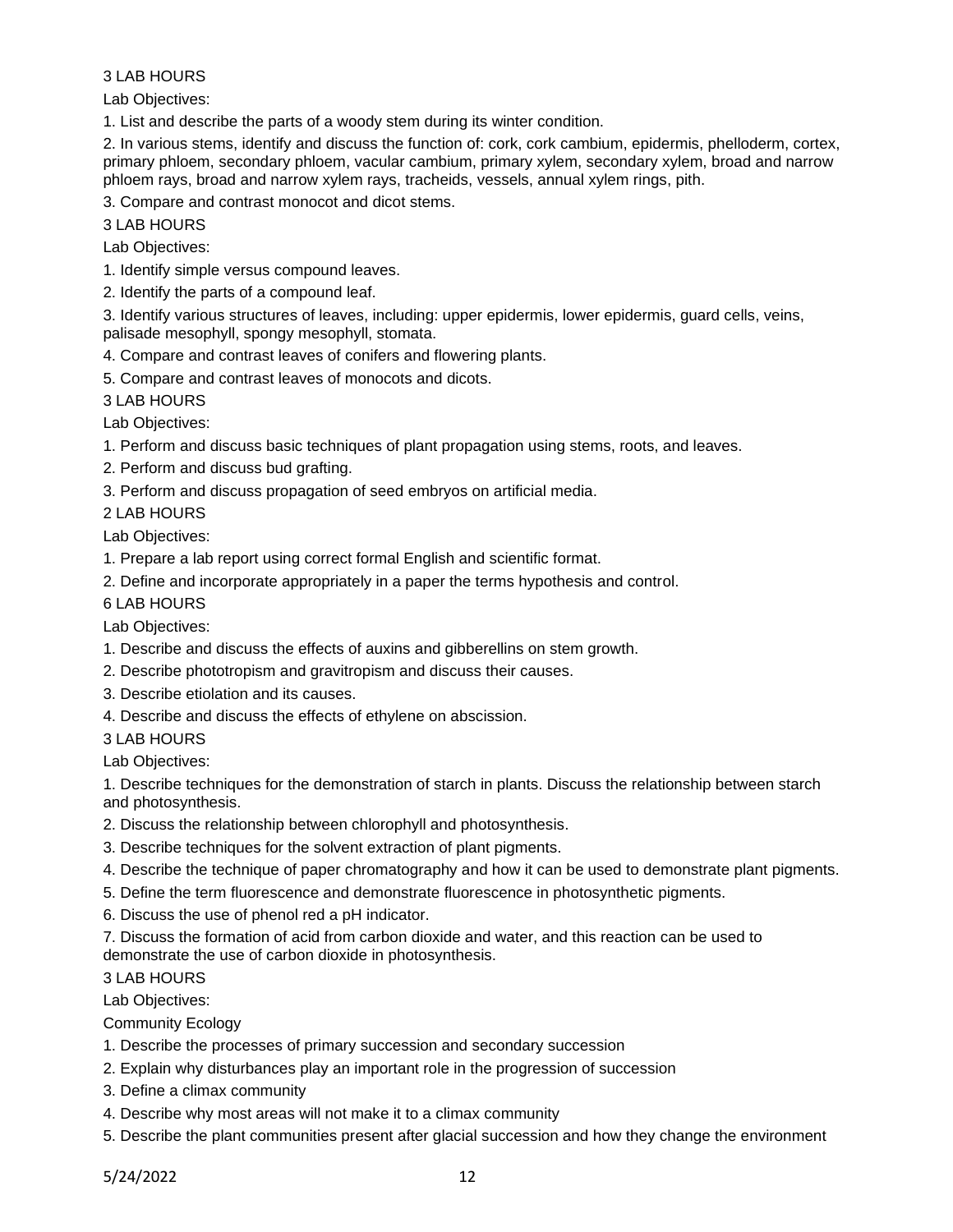3 LAB HOURS

Lab Objectives:

1. List and describe the parts of a woody stem during its winter condition.
2. In various stems, identify and discuss the function of: cork, cork cambium, epidermis, phelloderm, cortex, primary phloem, secondary phloem, vacular cambium, primary xylem, secondary xylem, broad and narrow phloem rays, broad and narrow xylem rays, tracheids, vessels, annual xylem rings, pith.
3. Compare and contrast monocot and dicot stems.

3 LAB HOURS

Lab Objectives:

1. Identify simple versus compound leaves.
2. Identify the parts of a compound leaf.
3. Identify various structures of leaves, including: upper epidermis, lower epidermis, guard cells, veins, palisade mesophyll, spongy mesophyll, stomata.
4. Compare and contrast leaves of conifers and flowering plants.
5. Compare and contrast leaves of monocots and dicots.

3 LAB HOURS

Lab Objectives:

1. Perform and discuss basic techniques of plant propagation using stems, roots, and leaves.
2. Perform and discuss bud grafting.
3. Perform and discuss propagation of seed embryos on artificial media.

2 LAB HOURS

Lab Objectives:

1. Prepare a lab report using correct formal English and scientific format.
2. Define and incorporate appropriately in a paper the terms hypothesis and control.

6 LAB HOURS

Lab Objectives:

1. Describe and discuss the effects of auxins and gibberellins on stem growth.
2. Describe phototropism and gravitropism and discuss their causes.
3. Describe etiolation and its causes.
4. Describe and discuss the effects of ethylene on abscission.

3 LAB HOURS

Lab Objectives:

1. Describe techniques for the demonstration of starch in plants. Discuss the relationship between starch and photosynthesis.
2. Discuss the relationship between chlorophyll and photosynthesis.
3. Describe techniques for the solvent extraction of plant pigments.
4. Describe the technique of paper chromatography and how it can be used to demonstrate plant pigments.
5. Define the term fluorescence and demonstrate fluorescence in photosynthetic pigments.
6. Discuss the use of phenol red a pH indicator.
7. Discuss the formation of acid from carbon dioxide and water, and this reaction can be used to demonstrate the use of carbon dioxide in photosynthesis.

3 LAB HOURS

Lab Objectives:

Community Ecology

1. Describe the processes of primary succession and secondary succession
2. Explain why disturbances play an important role in the progression of succession
3. Define a climax community
4. Describe why most areas will not make it to a climax community
5. Describe the plant communities present after glacial succession and how they change the environment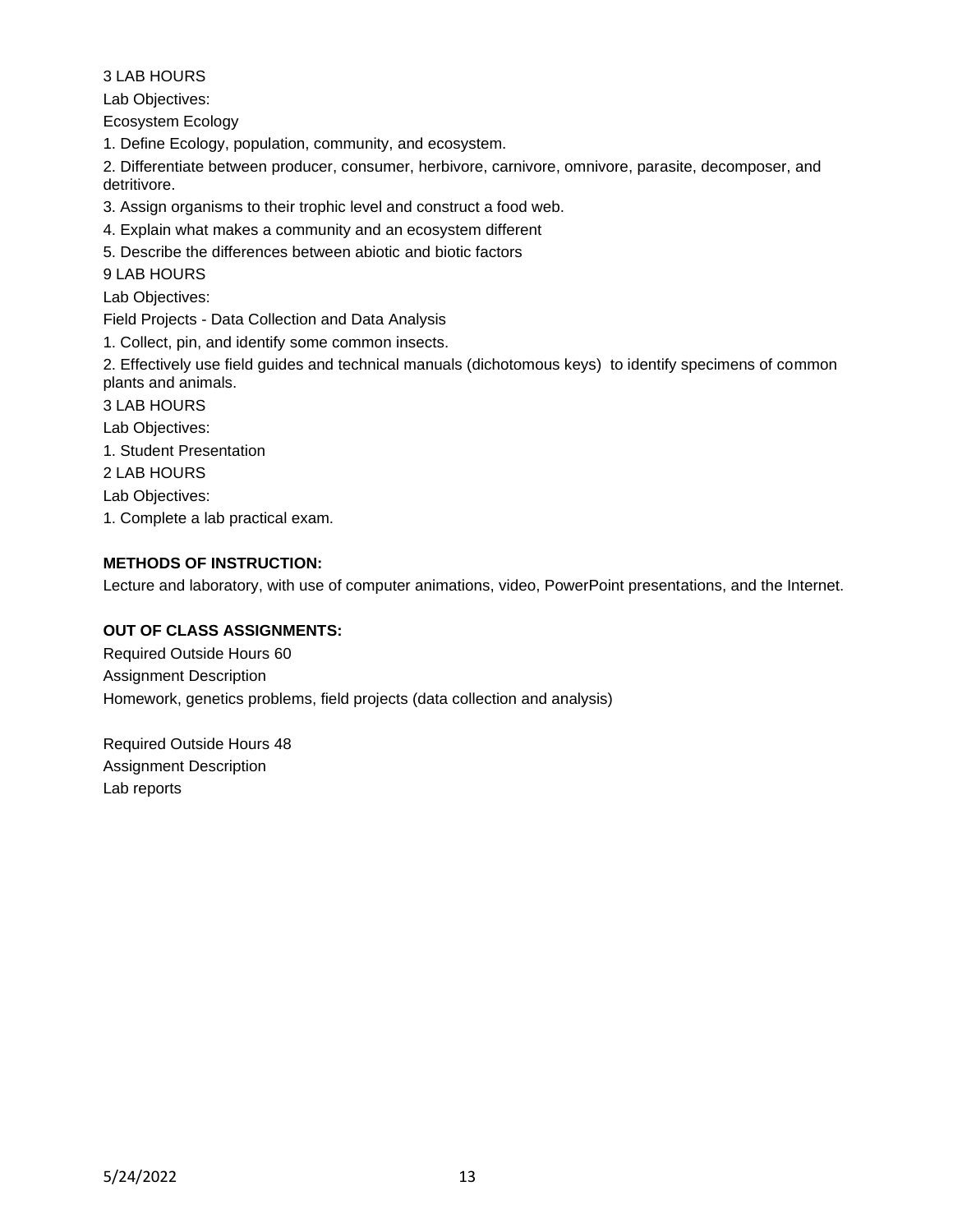3 LAB HOURS

Lab Objectives:

Ecosystem Ecology

1. Define Ecology, population, community, and ecosystem.
2. Differentiate between producer, consumer, herbivore, carnivore, omnivore, parasite, decomposer, and detritivore.
3. Assign organisms to their trophic level and construct a food web.
4. Explain what makes a community and an ecosystem different
5. Describe the differences between abiotic and biotic factors

9 LAB HOURS

Lab Objectives:

Field Projects - Data Collection and Data Analysis

1. Collect, pin, and identify some common insects.
2. Effectively use field guides and technical manuals (dichotomous keys) to identify specimens of common plants and animals.

3 LAB HOURS

Lab Objectives:

1. Student Presentation

2 LAB HOURS

Lab Objectives:

1. Complete a lab practical exam.

**METHODS OF INSTRUCTION:**

Lecture and laboratory, with use of computer animations, video, PowerPoint presentations, and the Internet.

**OUT OF CLASS ASSIGNMENTS:**

Required Outside Hours 60

Assignment Description

Homework, genetics problems, field projects (data collection and analysis)

Required Outside Hours 48

Assignment Description

Lab reports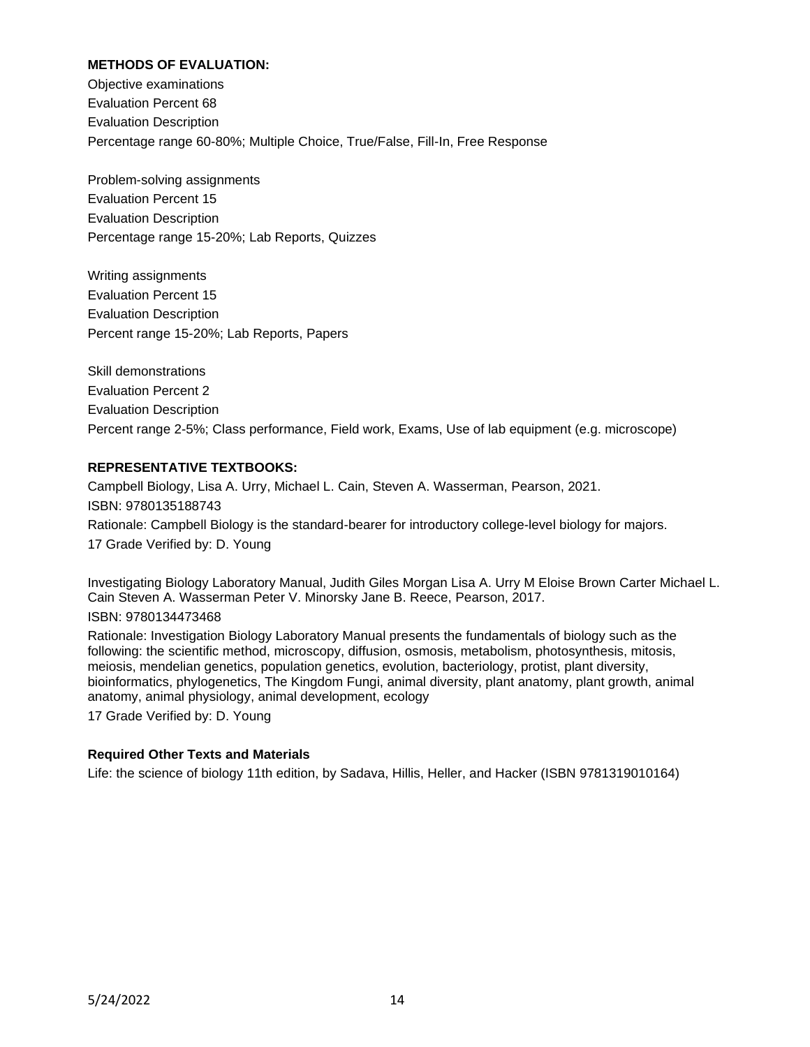**METHODS OF EVALUATION:**

Objective examinations
Evaluation Percent 68
Evaluation Description
Percentage range 60-80%; Multiple Choice, True/False, Fill-In, Free Response

Problem-solving assignments
Evaluation Percent 15
Evaluation Description
Percentage range 15-20%; Lab Reports, Quizzes

Writing assignments
Evaluation Percent 15
Evaluation Description
Percent range 15-20%; Lab Reports, Papers

Skill demonstrations
Evaluation Percent 2
Evaluation Description
Percent range 2-5%; Class performance, Field work, Exams, Use of lab equipment (e.g. microscope)

**REPRESENTATIVE TEXTBOOKS:**

Campbell Biology, Lisa A. Urry, Michael L. Cain, Steven A. Wasserman, Pearson, 2021.
ISBN: 9780135188743
Rationale: Campbell Biology is the standard-bearer for introductory college-level biology for majors.
17 Grade Verified by: D. Young

Investigating Biology Laboratory Manual, Judith Giles Morgan Lisa A. Urry M Eloise Brown Carter Michael L. Cain Steven A. Wasserman Peter V. Minorsky Jane B. Reece, Pearson, 2017.
ISBN: 9780134473468
Rationale: Investigation Biology Laboratory Manual presents the fundamentals of biology such as the following: the scientific method, microscopy, diffusion, osmosis, metabolism, photosynthesis, mitosis, meiosis, mendelian genetics, population genetics, evolution, bacteriology, protist, plant diversity, bioinformatics, phylogenetics, The Kingdom Fungi, animal diversity, plant anatomy, plant growth, animal anatomy, animal physiology, animal development, ecology
17 Grade Verified by: D. Young

**Required Other Texts and Materials**

Life: the science of biology 11th edition, by Sadava, Hillis, Heller, and Hacker (ISBN 9781319010164)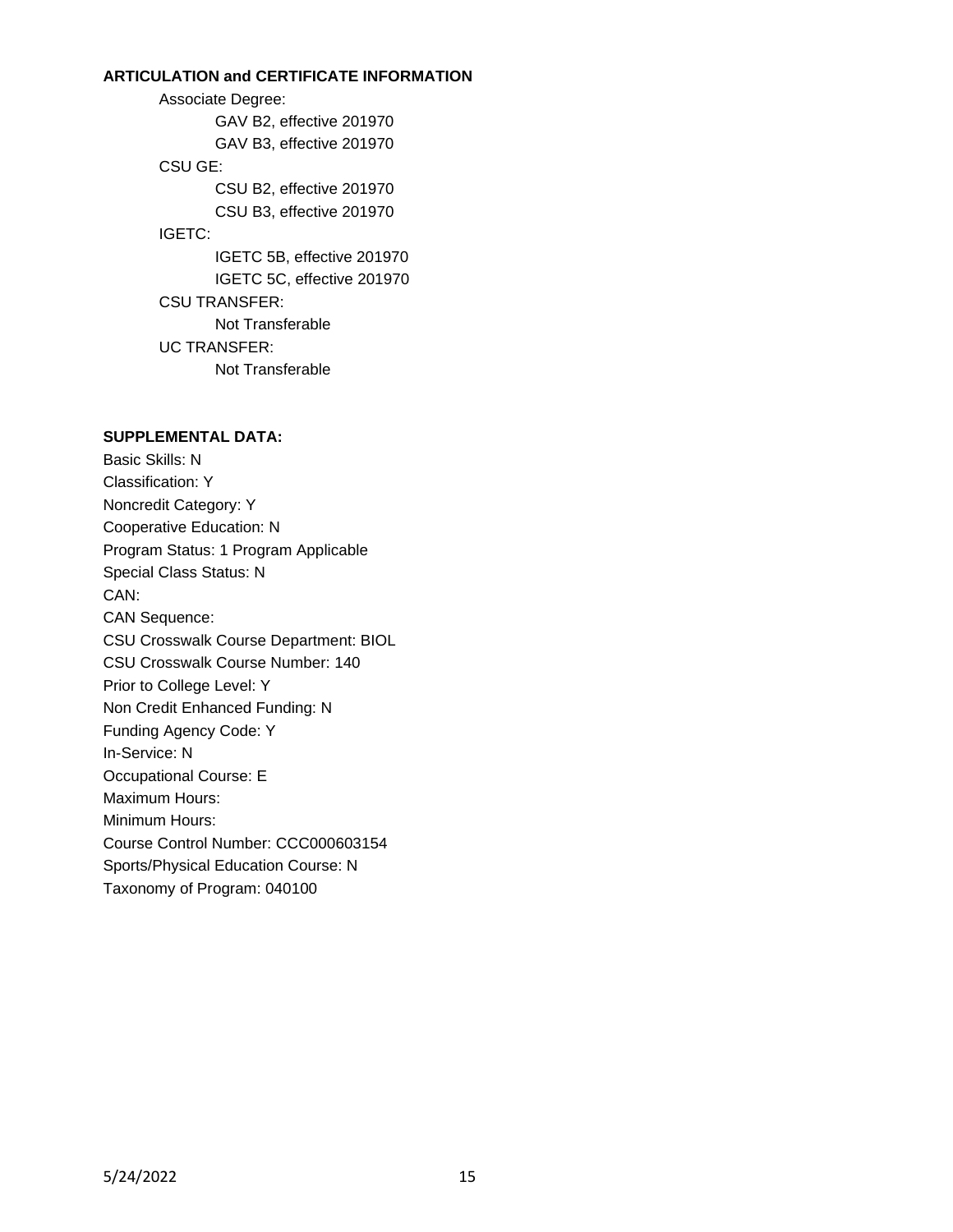**ARTICULATION and CERTIFICATE INFORMATION**

- Associate Degree:
  - GAV B2, effective 201970
  - GAV B3, effective 201970
- CSU GE:
  - CSU B2, effective 201970
  - CSU B3, effective 201970
- IGETC:
  - IGETC 5B, effective 201970
  - IGETC 5C, effective 201970
- CSU TRANSFER:
  - Not Transferable
- UC TRANSFER:
  - Not Transferable

**SUPPLEMENTAL DATA:**

Basic Skills: N
Classification: Y
Noncredit Category: Y
Cooperative Education: N
Program Status: 1 Program Applicable
Special Class Status: N
CAN:
CAN Sequence:
CSU Crosswalk Course Department: BIOL
CSU Crosswalk Course Number: 140
Prior to College Level: Y
Non Credit Enhanced Funding: N
Funding Agency Code: Y
In-Service: N
Occupational Course: E
Maximum Hours:
Minimum Hours:
Course Control Number: CCC000603154
Sports/Physical Education Course: N
Taxonomy of Program: 040100